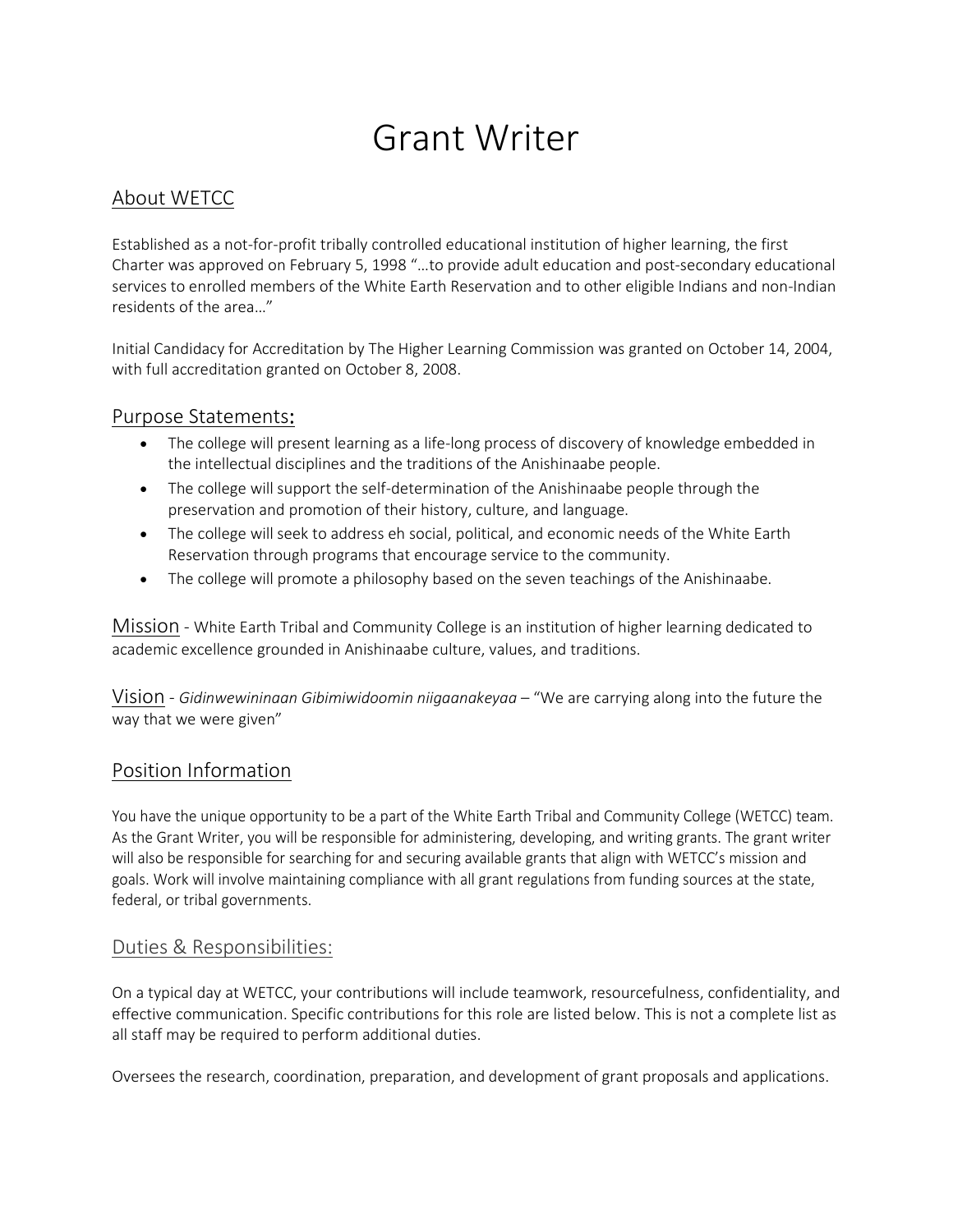# Grant Writer

## About WETCC

Established as a not-for-profit tribally controlled educational institution of higher learning, the first Charter was approved on February 5, 1998 "…to provide adult education and post-secondary educational services to enrolled members of the White Earth Reservation and to other eligible Indians and non-Indian residents of the area…"

Initial Candidacy for Accreditation by The Higher Learning Commission was granted on October 14, 2004, with full accreditation granted on October 8, 2008.

## Purpose Statements:

- The college will present learning as a life-long process of discovery of knowledge embedded in the intellectual disciplines and the traditions of the Anishinaabe people.
- The college will support the self-determination of the Anishinaabe people through the preservation and promotion of their history, culture, and language.
- The college will seek to address eh social, political, and economic needs of the White Earth Reservation through programs that encourage service to the community.
- The college will promote a philosophy based on the seven teachings of the Anishinaabe.

**Mission** - White Earth Tribal and Community College is an institution of higher learning dedicated to academic excellence grounded in Anishinaabe culture, values, and traditions.

**Vision** - *Gidinwewininaan Gibimiwidoomin niigaanakeyaa* – "We are carrying along into the future the way that we were given"

## Position Information

You have the unique opportunity to be a part of the White Earth Tribal and Community College (WETCC) team. As the Grant Writer, you will be responsible for administering, developing, and writing grants. The grant writer will also be responsible for searching for and securing available grants that align with WETCC's mission and goals. Work will involve maintaining compliance with all grant regulations from funding sources at the state, federal, or tribal governments.

### Duties & Responsibilities:

On a typical day at WETCC, your contributions will include teamwork, resourcefulness, confidentiality, and effective communication. Specific contributions for this role are listed below. This is not a complete list as all staff may be required to perform additional duties.

Oversees the research, coordination, preparation, and development of grant proposals and applications.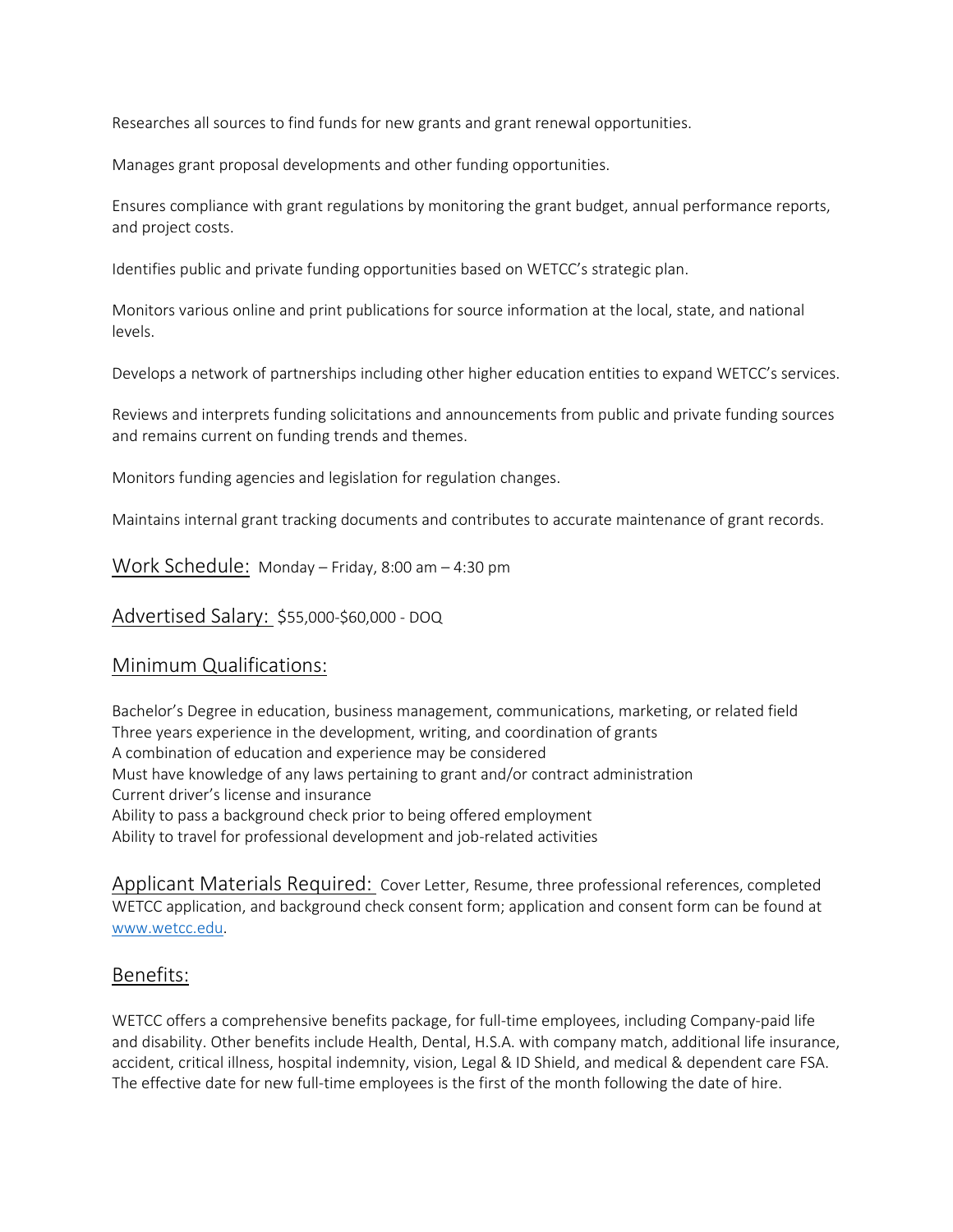Researches all sources to find funds for new grants and grant renewal opportunities.

Manages grant proposal developments and other funding opportunities.

Ensures compliance with grant regulations by monitoring the grant budget, annual performance reports, and project costs.

Identifies public and private funding opportunities based on WETCC's strategic plan.

Monitors various online and print publications for source information at the local, state, and national levels.

Develops a network of partnerships including other higher education entities to expand WETCC's services.

Reviews and interprets funding solicitations and announcements from public and private funding sources and remains current on funding trends and themes.

Monitors funding agencies and legislation for regulation changes.

Maintains internal grant tracking documents and contributes to accurate maintenance of grant records.

## Work Schedule:
Monday – Friday, 8:00 am – 4:30 pm

## Advertised Salary:
$55,000-$60,000 - DOQ

## Minimum Qualifications:

Bachelor's Degree in education, business management, communications, marketing, or related field
Three years experience in the development, writing, and coordination of grants
A combination of education and experience may be considered
Must have knowledge of any laws pertaining to grant and/or contract administration
Current driver's license and insurance
Ability to pass a background check prior to being offered employment
Ability to travel for professional development and job-related activities

## Applicant Materials Required:
Cover Letter, Resume, three professional references, completed WETCC application, and background check consent form; application and consent form can be found at www.wetcc.edu.

## Benefits:

WETCC offers a comprehensive benefits package, for full-time employees, including Company-paid life and disability. Other benefits include Health, Dental, H.S.A. with company match, additional life insurance, accident, critical illness, hospital indemnity, vision, Legal & ID Shield, and medical & dependent care FSA. The effective date for new full-time employees is the first of the month following the date of hire.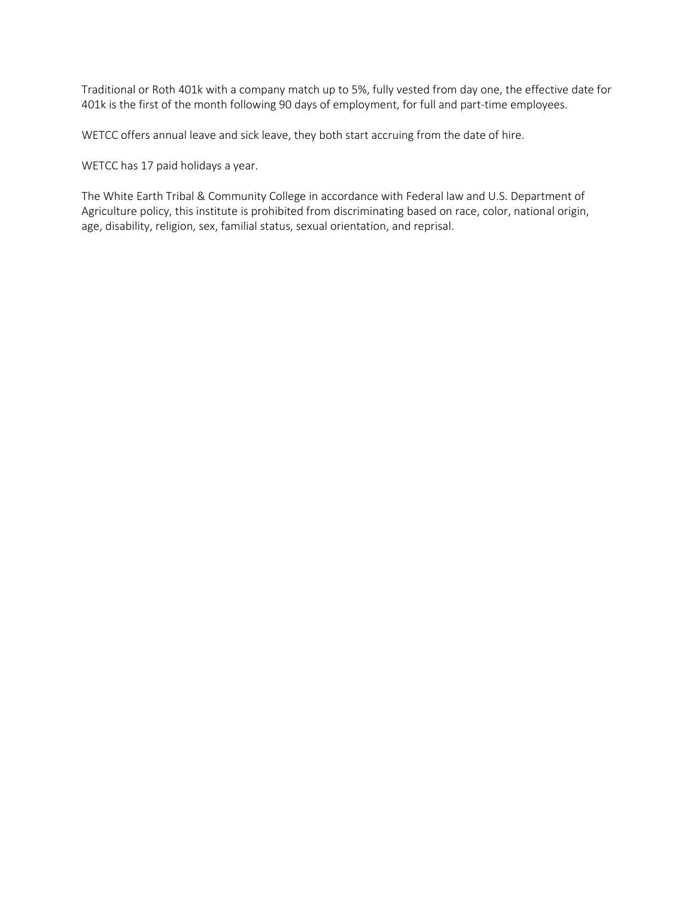Traditional or Roth 401k with a company match up to 5%, fully vested from day one, the effective date for 401k is the first of the month following 90 days of employment, for full and part-time employees.

WETCC offers annual leave and sick leave, they both start accruing from the date of hire.

WETCC has 17 paid holidays a year.

The White Earth Tribal & Community College in accordance with Federal law and U.S. Department of Agriculture policy, this institute is prohibited from discriminating based on race, color, national origin, age, disability, religion, sex, familial status, sexual orientation, and reprisal.